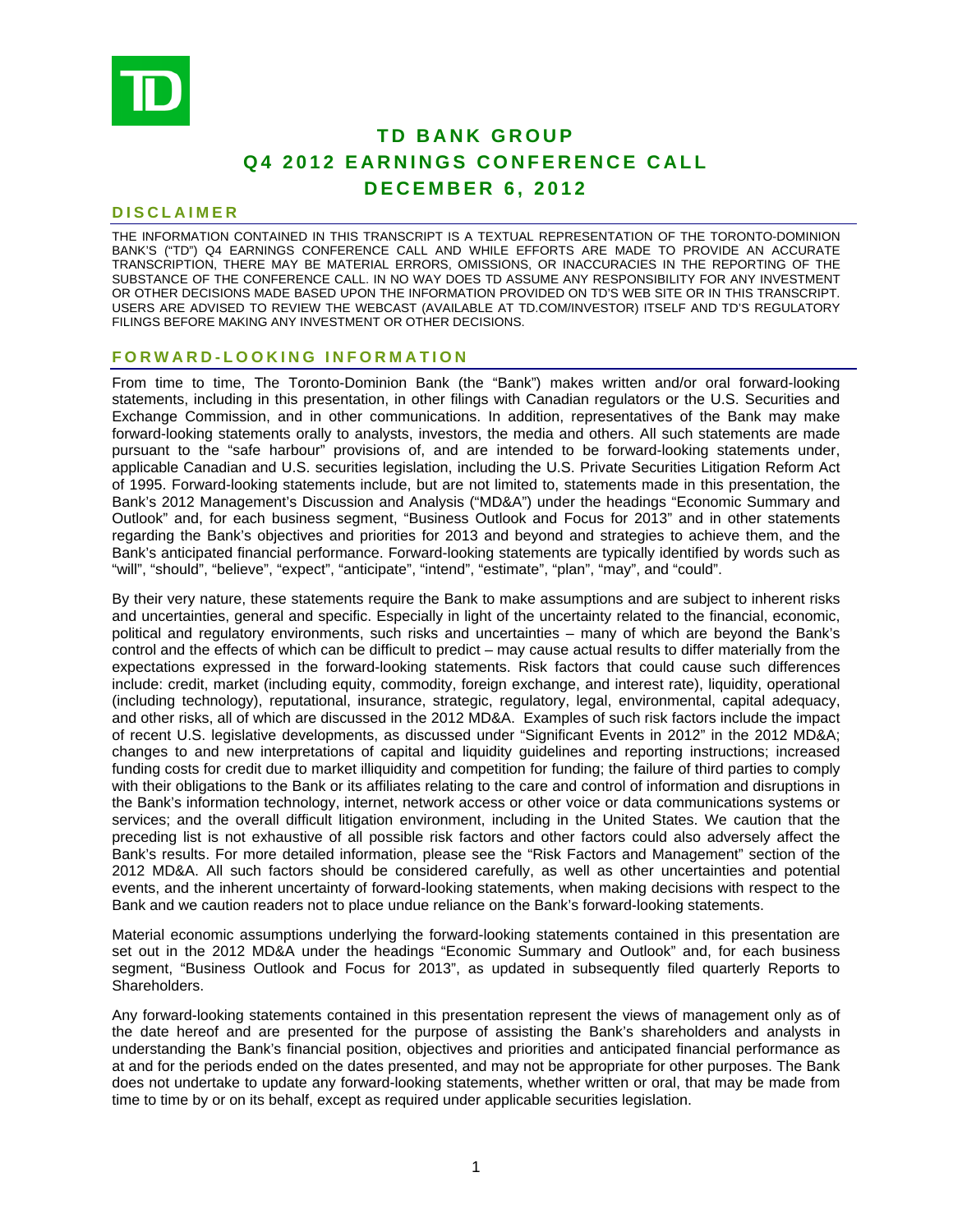# TD BANK GROUP
# Q4 2012 EARNINGS CONFERENCE CALL
# DECEMBER 6, 2012

## DISCLAIMER

THE INFORMATION CONTAINED IN THIS TRANSCRIPT IS A TEXTUAL REPRESENTATION OF THE TORONTO-DOMINION BANK'S ("TD") Q4 EARNINGS CONFERENCE CALL AND WHILE EFFORTS ARE MADE TO PROVIDE AN ACCURATE TRANSCRIPTION, THERE MAY BE MATERIAL ERRORS, OMISSIONS, OR INACCURACIES IN THE REPORTING OF THE SUBSTANCE OF THE CONFERENCE CALL. IN NO WAY DOES TD ASSUME ANY RESPONSIBILITY FOR ANY INVESTMENT OR OTHER DECISIONS MADE BASED UPON THE INFORMATION PROVIDED ON TD'S WEB SITE OR IN THIS TRANSCRIPT. USERS ARE ADVISED TO REVIEW THE WEBCAST (AVAILABLE AT TD.COM/INVESTOR) ITSELF AND TD'S REGULATORY FILINGS BEFORE MAKING ANY INVESTMENT OR OTHER DECISIONS.

## FORWARD-LOOKING INFORMATION

From time to time, The Toronto-Dominion Bank (the "Bank") makes written and/or oral forward-looking statements, including in this presentation, in other filings with Canadian regulators or the U.S. Securities and Exchange Commission, and in other communications. In addition, representatives of the Bank may make forward-looking statements orally to analysts, investors, the media and others. All such statements are made pursuant to the "safe harbour" provisions of, and are intended to be forward-looking statements under, applicable Canadian and U.S. securities legislation, including the U.S. Private Securities Litigation Reform Act of 1995. Forward-looking statements include, but are not limited to, statements made in this presentation, the Bank's 2012 Management's Discussion and Analysis ("MD&A") under the headings "Economic Summary and Outlook" and, for each business segment, "Business Outlook and Focus for 2013" and in other statements regarding the Bank's objectives and priorities for 2013 and beyond and strategies to achieve them, and the Bank's anticipated financial performance. Forward-looking statements are typically identified by words such as "will", "should", "believe", "expect", "anticipate", "intend", "estimate", "plan", "may", and "could".

By their very nature, these statements require the Bank to make assumptions and are subject to inherent risks and uncertainties, general and specific. Especially in light of the uncertainty related to the financial, economic, political and regulatory environments, such risks and uncertainties – many of which are beyond the Bank's control and the effects of which can be difficult to predict – may cause actual results to differ materially from the expectations expressed in the forward-looking statements. Risk factors that could cause such differences include: credit, market (including equity, commodity, foreign exchange, and interest rate), liquidity, operational (including technology), reputational, insurance, strategic, regulatory, legal, environmental, capital adequacy, and other risks, all of which are discussed in the 2012 MD&A. Examples of such risk factors include the impact of recent U.S. legislative developments, as discussed under "Significant Events in 2012" in the 2012 MD&A; changes to and new interpretations of capital and liquidity guidelines and reporting instructions; increased funding costs for credit due to market illiquidity and competition for funding; the failure of third parties to comply with their obligations to the Bank or its affiliates relating to the care and control of information and disruptions in the Bank's information technology, internet, network access or other voice or data communications systems or services; and the overall difficult litigation environment, including in the United States. We caution that the preceding list is not exhaustive of all possible risk factors and other factors could also adversely affect the Bank's results. For more detailed information, please see the "Risk Factors and Management" section of the 2012 MD&A. All such factors should be considered carefully, as well as other uncertainties and potential events, and the inherent uncertainty of forward-looking statements, when making decisions with respect to the Bank and we caution readers not to place undue reliance on the Bank's forward-looking statements.

Material economic assumptions underlying the forward-looking statements contained in this presentation are set out in the 2012 MD&A under the headings "Economic Summary and Outlook" and, for each business segment, "Business Outlook and Focus for 2013", as updated in subsequently filed quarterly Reports to Shareholders.

Any forward-looking statements contained in this presentation represent the views of management only as of the date hereof and are presented for the purpose of assisting the Bank's shareholders and analysts in understanding the Bank's financial position, objectives and priorities and anticipated financial performance as at and for the periods ended on the dates presented, and may not be appropriate for other purposes. The Bank does not undertake to update any forward-looking statements, whether written or oral, that may be made from time to time by or on its behalf, except as required under applicable securities legislation.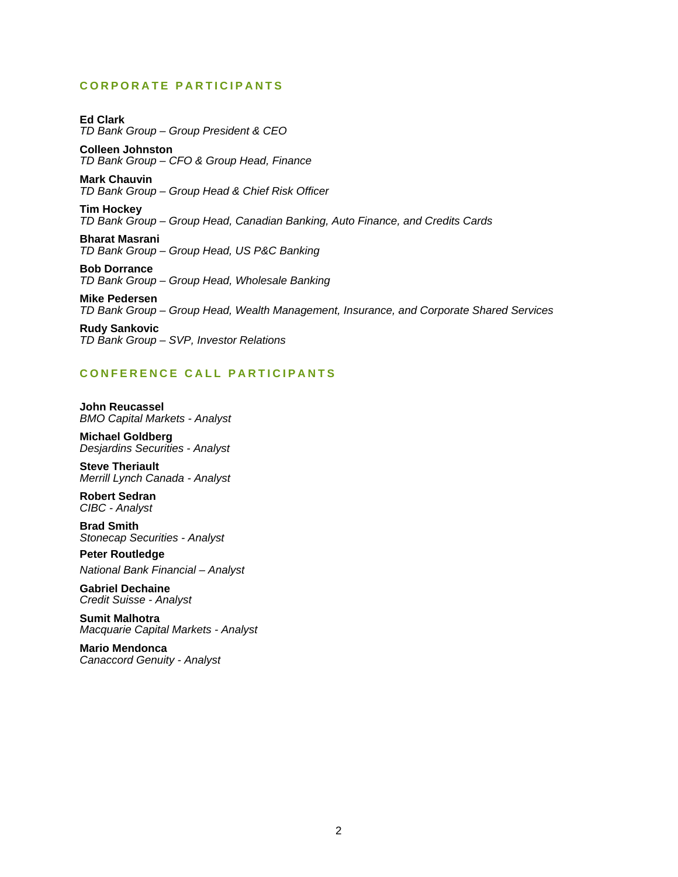## CORPORATE PARTICIPANTS

**Ed Clark**
*TD Bank Group – Group President & CEO*

**Colleen Johnston**
*TD Bank Group – CFO & Group Head, Finance*

**Mark Chauvin**
*TD Bank Group – Group Head & Chief Risk Officer*

**Tim Hockey**
*TD Bank Group – Group Head, Canadian Banking, Auto Finance, and Credits Cards*

**Bharat Masrani**
*TD Bank Group – Group Head, US P&C Banking*

**Bob Dorrance**
*TD Bank Group – Group Head, Wholesale Banking*

**Mike Pedersen**
*TD Bank Group – Group Head, Wealth Management, Insurance, and Corporate Shared Services*

**Rudy Sankovic**
*TD Bank Group – SVP, Investor Relations*

## CONFERENCE CALL PARTICIPANTS

**John Reucassel**
*BMO Capital Markets - Analyst*

**Michael Goldberg**
*Desjardins Securities - Analyst*

**Steve Theriault**
*Merrill Lynch Canada - Analyst*

**Robert Sedran**
*CIBC - Analyst*

**Brad Smith**
*Stonecap Securities - Analyst*

**Peter Routledge**
*National Bank Financial – Analyst*

**Gabriel Dechaine**
*Credit Suisse - Analyst*

**Sumit Malhotra**
*Macquarie Capital Markets - Analyst*

**Mario Mendonca**
*Canaccord Genuity - Analyst*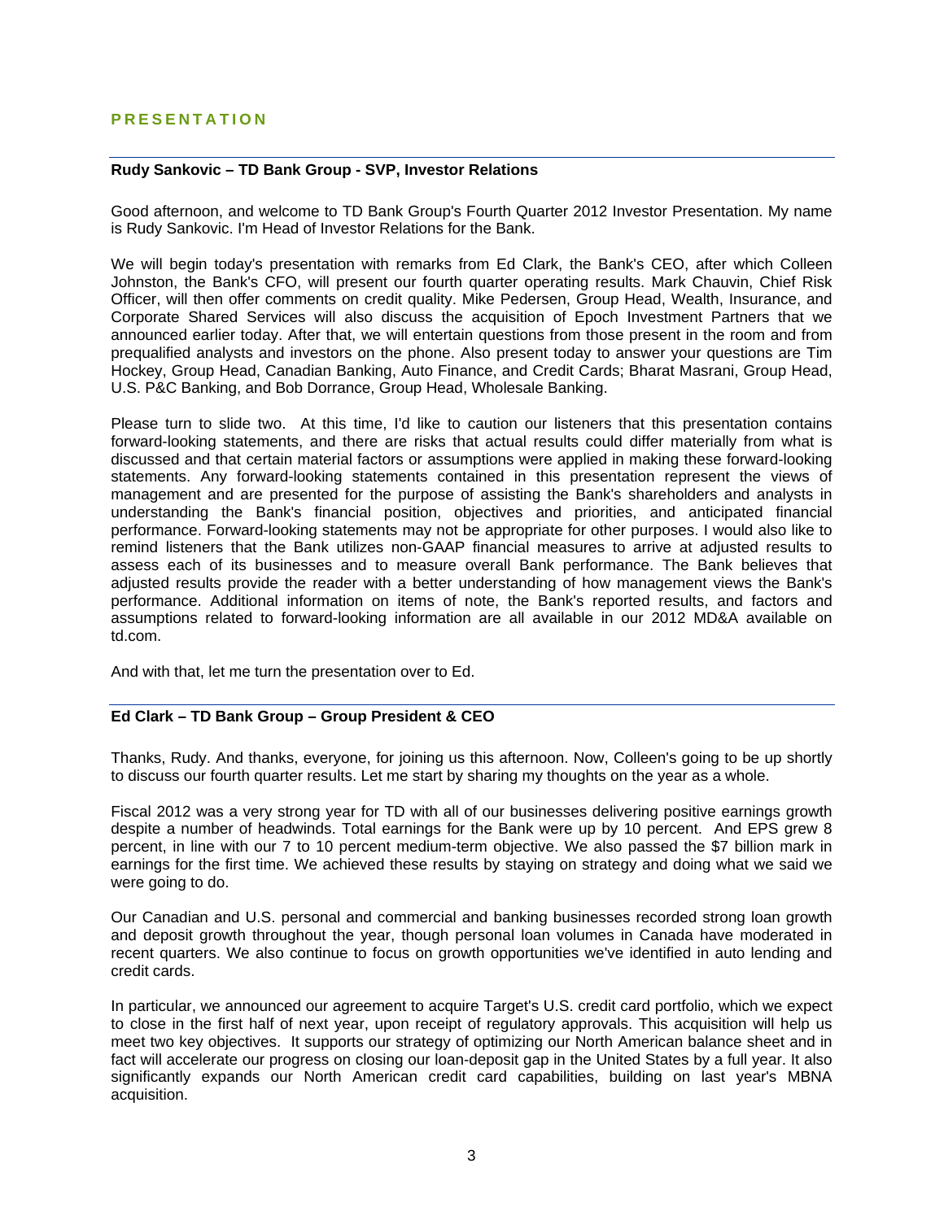## PRESENTATION

**Rudy Sankovic – TD Bank Group - SVP, Investor Relations**

Good afternoon, and welcome to TD Bank Group's Fourth Quarter 2012 Investor Presentation. My name is Rudy Sankovic. I'm Head of Investor Relations for the Bank.

We will begin today's presentation with remarks from Ed Clark, the Bank's CEO, after which Colleen Johnston, the Bank's CFO, will present our fourth quarter operating results. Mark Chauvin, Chief Risk Officer, will then offer comments on credit quality. Mike Pedersen, Group Head, Wealth, Insurance, and Corporate Shared Services will also discuss the acquisition of Epoch Investment Partners that we announced earlier today. After that, we will entertain questions from those present in the room and from prequalified analysts and investors on the phone. Also present today to answer your questions are Tim Hockey, Group Head, Canadian Banking, Auto Finance, and Credit Cards; Bharat Masrani, Group Head, U.S. P&C Banking, and Bob Dorrance, Group Head, Wholesale Banking.

Please turn to slide two. At this time, I'd like to caution our listeners that this presentation contains forward-looking statements, and there are risks that actual results could differ materially from what is discussed and that certain material factors or assumptions were applied in making these forward-looking statements. Any forward-looking statements contained in this presentation represent the views of management and are presented for the purpose of assisting the Bank's shareholders and analysts in understanding the Bank's financial position, objectives and priorities, and anticipated financial performance. Forward-looking statements may not be appropriate for other purposes. I would also like to remind listeners that the Bank utilizes non-GAAP financial measures to arrive at adjusted results to assess each of its businesses and to measure overall Bank performance. The Bank believes that adjusted results provide the reader with a better understanding of how management views the Bank's performance. Additional information on items of note, the Bank's reported results, and factors and assumptions related to forward-looking information are all available in our 2012 MD&A available on td.com.

And with that, let me turn the presentation over to Ed.

**Ed Clark – TD Bank Group – Group President & CEO**

Thanks, Rudy. And thanks, everyone, for joining us this afternoon. Now, Colleen's going to be up shortly to discuss our fourth quarter results. Let me start by sharing my thoughts on the year as a whole.

Fiscal 2012 was a very strong year for TD with all of our businesses delivering positive earnings growth despite a number of headwinds. Total earnings for the Bank were up by 10 percent. And EPS grew 8 percent, in line with our 7 to 10 percent medium-term objective. We also passed the $7 billion mark in earnings for the first time. We achieved these results by staying on strategy and doing what we said we were going to do.

Our Canadian and U.S. personal and commercial and banking businesses recorded strong loan growth and deposit growth throughout the year, though personal loan volumes in Canada have moderated in recent quarters. We also continue to focus on growth opportunities we've identified in auto lending and credit cards.

In particular, we announced our agreement to acquire Target's U.S. credit card portfolio, which we expect to close in the first half of next year, upon receipt of regulatory approvals. This acquisition will help us meet two key objectives. It supports our strategy of optimizing our North American balance sheet and in fact will accelerate our progress on closing our loan-deposit gap in the United States by a full year. It also significantly expands our North American credit card capabilities, building on last year's MBNA acquisition.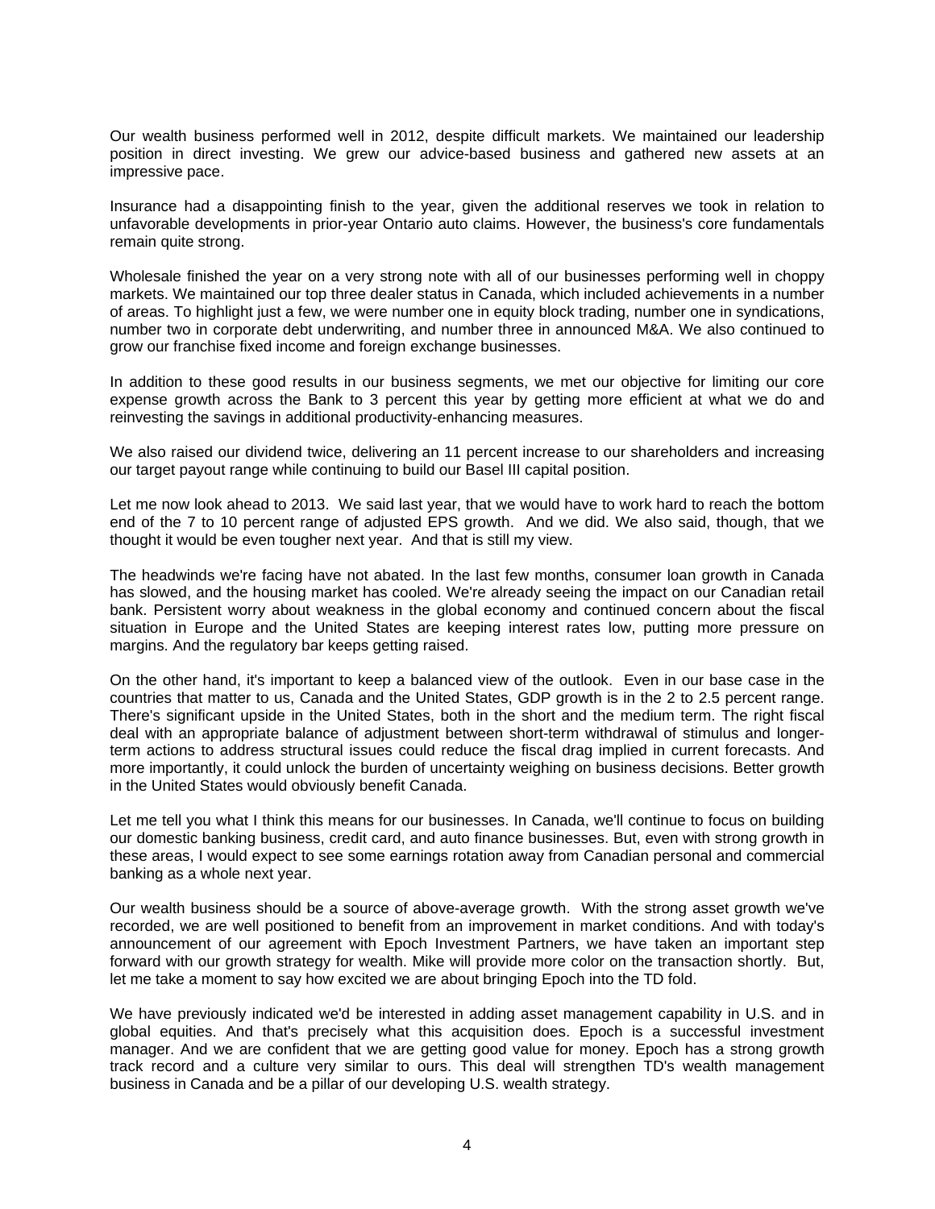Our wealth business performed well in 2012, despite difficult markets. We maintained our leadership position in direct investing. We grew our advice-based business and gathered new assets at an impressive pace.

Insurance had a disappointing finish to the year, given the additional reserves we took in relation to unfavorable developments in prior-year Ontario auto claims. However, the business's core fundamentals remain quite strong.

Wholesale finished the year on a very strong note with all of our businesses performing well in choppy markets. We maintained our top three dealer status in Canada, which included achievements in a number of areas. To highlight just a few, we were number one in equity block trading, number one in syndications, number two in corporate debt underwriting, and number three in announced M&A. We also continued to grow our franchise fixed income and foreign exchange businesses.

In addition to these good results in our business segments, we met our objective for limiting our core expense growth across the Bank to 3 percent this year by getting more efficient at what we do and reinvesting the savings in additional productivity-enhancing measures.

We also raised our dividend twice, delivering an 11 percent increase to our shareholders and increasing our target payout range while continuing to build our Basel III capital position.

Let me now look ahead to 2013. We said last year, that we would have to work hard to reach the bottom end of the 7 to 10 percent range of adjusted EPS growth. And we did. We also said, though, that we thought it would be even tougher next year. And that is still my view.

The headwinds we're facing have not abated. In the last few months, consumer loan growth in Canada has slowed, and the housing market has cooled. We're already seeing the impact on our Canadian retail bank. Persistent worry about weakness in the global economy and continued concern about the fiscal situation in Europe and the United States are keeping interest rates low, putting more pressure on margins. And the regulatory bar keeps getting raised.

On the other hand, it's important to keep a balanced view of the outlook. Even in our base case in the countries that matter to us, Canada and the United States, GDP growth is in the 2 to 2.5 percent range. There's significant upside in the United States, both in the short and the medium term. The right fiscal deal with an appropriate balance of adjustment between short-term withdrawal of stimulus and longer-term actions to address structural issues could reduce the fiscal drag implied in current forecasts. And more importantly, it could unlock the burden of uncertainty weighing on business decisions. Better growth in the United States would obviously benefit Canada.

Let me tell you what I think this means for our businesses. In Canada, we'll continue to focus on building our domestic banking business, credit card, and auto finance businesses. But, even with strong growth in these areas, I would expect to see some earnings rotation away from Canadian personal and commercial banking as a whole next year.

Our wealth business should be a source of above-average growth. With the strong asset growth we've recorded, we are well positioned to benefit from an improvement in market conditions. And with today's announcement of our agreement with Epoch Investment Partners, we have taken an important step forward with our growth strategy for wealth. Mike will provide more color on the transaction shortly. But, let me take a moment to say how excited we are about bringing Epoch into the TD fold.

We have previously indicated we'd be interested in adding asset management capability in U.S. and in global equities. And that's precisely what this acquisition does. Epoch is a successful investment manager. And we are confident that we are getting good value for money. Epoch has a strong growth track record and a culture very similar to ours. This deal will strengthen TD's wealth management business in Canada and be a pillar of our developing U.S. wealth strategy.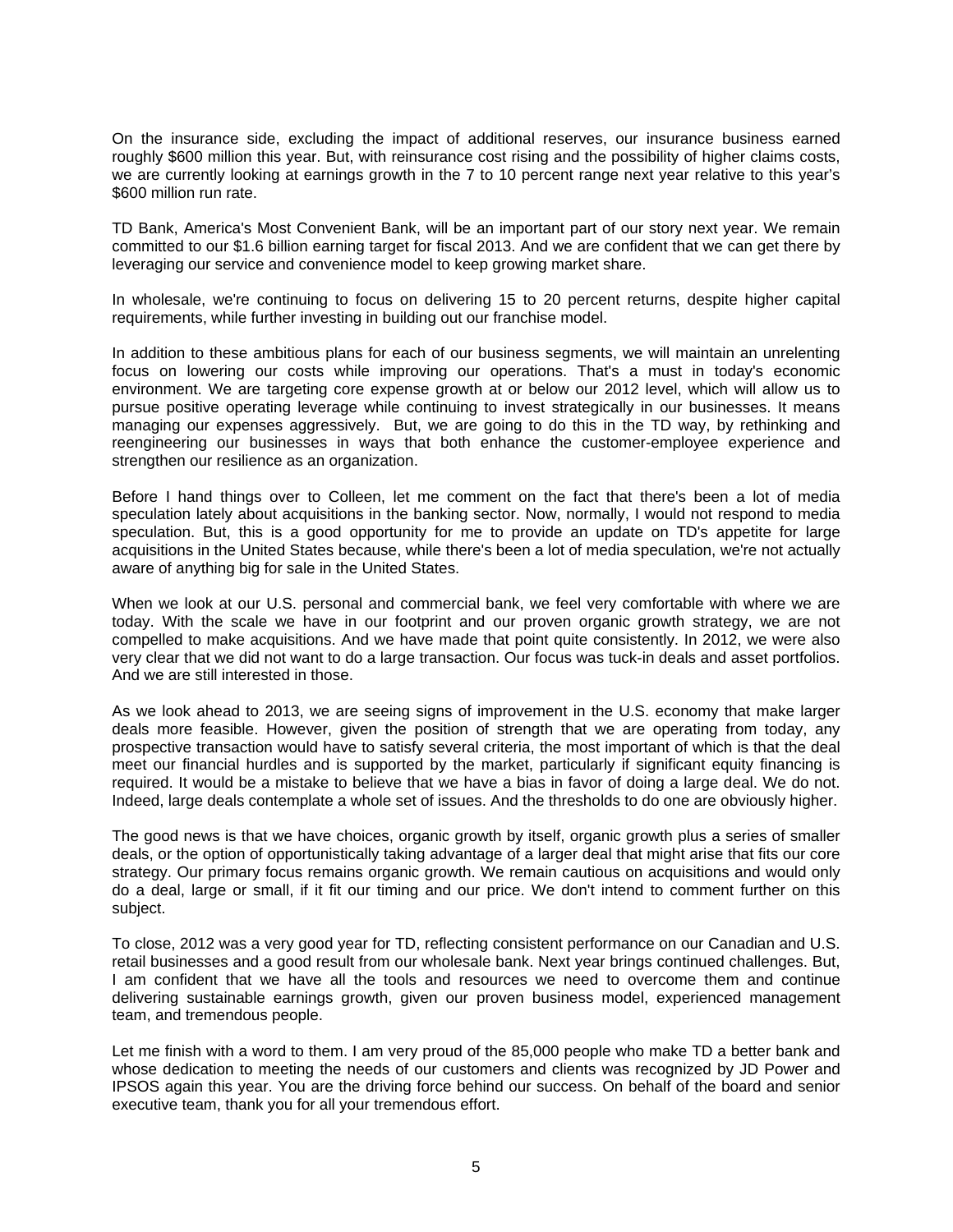On the insurance side, excluding the impact of additional reserves, our insurance business earned roughly $600 million this year. But, with reinsurance cost rising and the possibility of higher claims costs, we are currently looking at earnings growth in the 7 to 10 percent range next year relative to this year's $600 million run rate.

TD Bank, America's Most Convenient Bank, will be an important part of our story next year. We remain committed to our $1.6 billion earning target for fiscal 2013. And we are confident that we can get there by leveraging our service and convenience model to keep growing market share.

In wholesale, we're continuing to focus on delivering 15 to 20 percent returns, despite higher capital requirements, while further investing in building out our franchise model.

In addition to these ambitious plans for each of our business segments, we will maintain an unrelenting focus on lowering our costs while improving our operations. That's a must in today's economic environment. We are targeting core expense growth at or below our 2012 level, which will allow us to pursue positive operating leverage while continuing to invest strategically in our businesses. It means managing our expenses aggressively. But, we are going to do this in the TD way, by rethinking and reengineering our businesses in ways that both enhance the customer-employee experience and strengthen our resilience as an organization.

Before I hand things over to Colleen, let me comment on the fact that there's been a lot of media speculation lately about acquisitions in the banking sector. Now, normally, I would not respond to media speculation. But, this is a good opportunity for me to provide an update on TD's appetite for large acquisitions in the United States because, while there's been a lot of media speculation, we're not actually aware of anything big for sale in the United States.

When we look at our U.S. personal and commercial bank, we feel very comfortable with where we are today. With the scale we have in our footprint and our proven organic growth strategy, we are not compelled to make acquisitions. And we have made that point quite consistently. In 2012, we were also very clear that we did not want to do a large transaction. Our focus was tuck-in deals and asset portfolios. And we are still interested in those.

As we look ahead to 2013, we are seeing signs of improvement in the U.S. economy that make larger deals more feasible. However, given the position of strength that we are operating from today, any prospective transaction would have to satisfy several criteria, the most important of which is that the deal meet our financial hurdles and is supported by the market, particularly if significant equity financing is required. It would be a mistake to believe that we have a bias in favor of doing a large deal. We do not. Indeed, large deals contemplate a whole set of issues. And the thresholds to do one are obviously higher.

The good news is that we have choices, organic growth by itself, organic growth plus a series of smaller deals, or the option of opportunistically taking advantage of a larger deal that might arise that fits our core strategy. Our primary focus remains organic growth. We remain cautious on acquisitions and would only do a deal, large or small, if it fit our timing and our price. We don't intend to comment further on this subject.

To close, 2012 was a very good year for TD, reflecting consistent performance on our Canadian and U.S. retail businesses and a good result from our wholesale bank. Next year brings continued challenges. But, I am confident that we have all the tools and resources we need to overcome them and continue delivering sustainable earnings growth, given our proven business model, experienced management team, and tremendous people.

Let me finish with a word to them. I am very proud of the 85,000 people who make TD a better bank and whose dedication to meeting the needs of our customers and clients was recognized by JD Power and IPSOS again this year. You are the driving force behind our success. On behalf of the board and senior executive team, thank you for all your tremendous effort.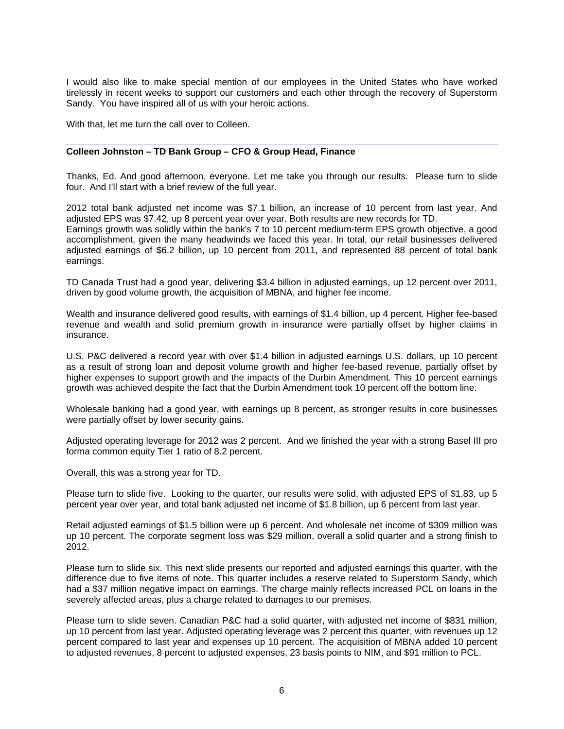I would also like to make special mention of our employees in the United States who have worked tirelessly in recent weeks to support our customers and each other through the recovery of Superstorm Sandy. You have inspired all of us with your heroic actions.

With that, let me turn the call over to Colleen.

---

**Colleen Johnston – TD Bank Group – CFO & Group Head, Finance**

Thanks, Ed. And good afternoon, everyone. Let me take you through our results. Please turn to slide four. And I'll start with a brief review of the full year.

2012 total bank adjusted net income was $7.1 billion, an increase of 10 percent from last year. And adjusted EPS was $7.42, up 8 percent year over year. Both results are new records for TD.
Earnings growth was solidly within the bank's 7 to 10 percent medium-term EPS growth objective, a good accomplishment, given the many headwinds we faced this year. In total, our retail businesses delivered adjusted earnings of $6.2 billion, up 10 percent from 2011, and represented 88 percent of total bank earnings.

TD Canada Trust had a good year, delivering $3.4 billion in adjusted earnings, up 12 percent over 2011, driven by good volume growth, the acquisition of MBNA, and higher fee income.

Wealth and insurance delivered good results, with earnings of $1.4 billion, up 4 percent. Higher fee-based revenue and wealth and solid premium growth in insurance were partially offset by higher claims in insurance.

U.S. P&C delivered a record year with over $1.4 billion in adjusted earnings U.S. dollars, up 10 percent as a result of strong loan and deposit volume growth and higher fee-based revenue, partially offset by higher expenses to support growth and the impacts of the Durbin Amendment. This 10 percent earnings growth was achieved despite the fact that the Durbin Amendment took 10 percent off the bottom line.

Wholesale banking had a good year, with earnings up 8 percent, as stronger results in core businesses were partially offset by lower security gains.

Adjusted operating leverage for 2012 was 2 percent. And we finished the year with a strong Basel III pro forma common equity Tier 1 ratio of 8.2 percent.

Overall, this was a strong year for TD.

Please turn to slide five. Looking to the quarter, our results were solid, with adjusted EPS of $1.83, up 5 percent year over year, and total bank adjusted net income of $1.8 billion, up 6 percent from last year.

Retail adjusted earnings of $1.5 billion were up 6 percent. And wholesale net income of $309 million was up 10 percent. The corporate segment loss was $29 million, overall a solid quarter and a strong finish to 2012.

Please turn to slide six. This next slide presents our reported and adjusted earnings this quarter, with the difference due to five items of note. This quarter includes a reserve related to Superstorm Sandy, which had a $37 million negative impact on earnings. The charge mainly reflects increased PCL on loans in the severely affected areas, plus a charge related to damages to our premises.

Please turn to slide seven. Canadian P&C had a solid quarter, with adjusted net income of $831 million, up 10 percent from last year. Adjusted operating leverage was 2 percent this quarter, with revenues up 12 percent compared to last year and expenses up 10 percent. The acquisition of MBNA added 10 percent to adjusted revenues, 8 percent to adjusted expenses, 23 basis points to NIM, and $91 million to PCL.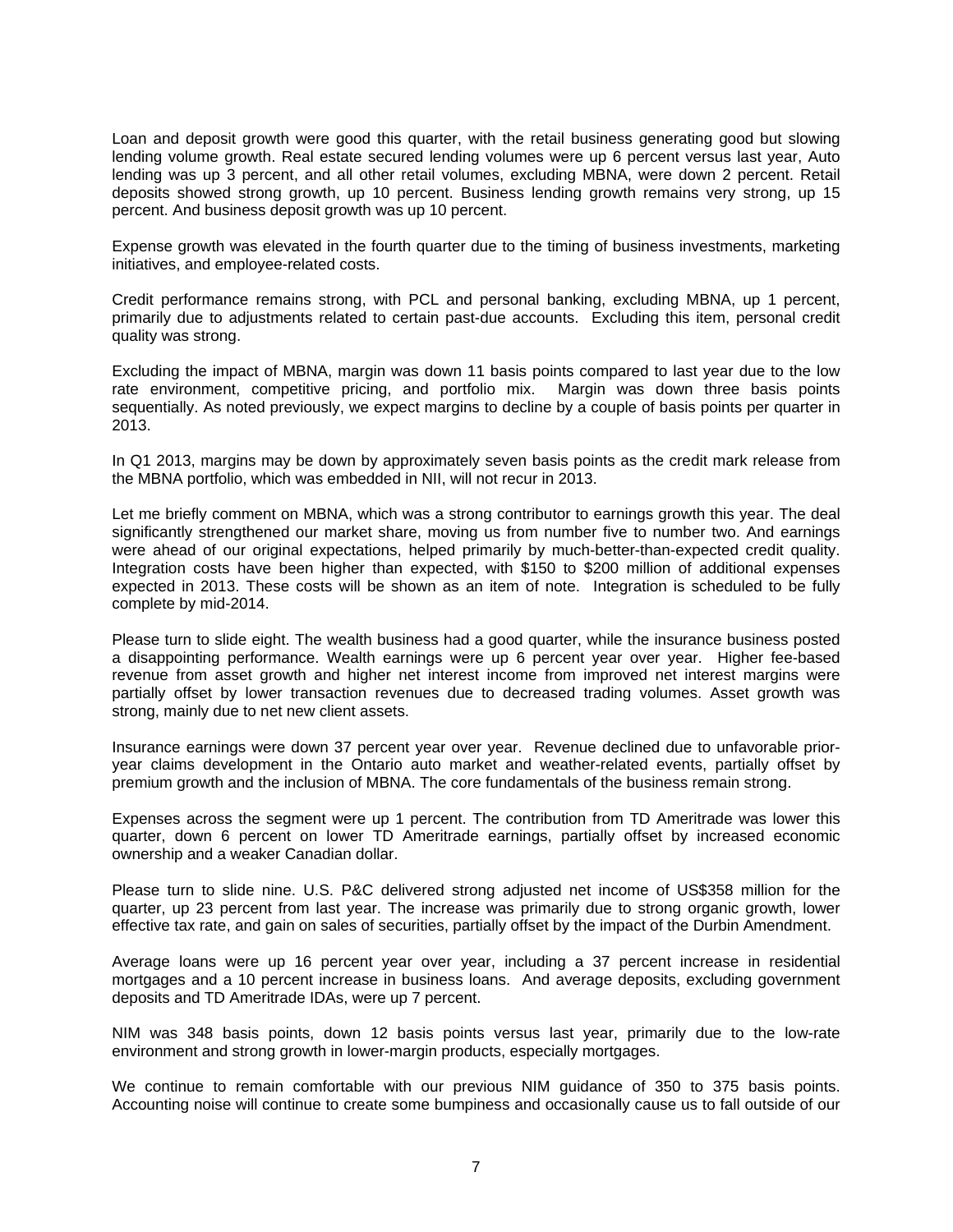Loan and deposit growth were good this quarter, with the retail business generating good but slowing lending volume growth. Real estate secured lending volumes were up 6 percent versus last year, Auto lending was up 3 percent, and all other retail volumes, excluding MBNA, were down 2 percent. Retail deposits showed strong growth, up 10 percent. Business lending growth remains very strong, up 15 percent. And business deposit growth was up 10 percent.

Expense growth was elevated in the fourth quarter due to the timing of business investments, marketing initiatives, and employee-related costs.

Credit performance remains strong, with PCL and personal banking, excluding MBNA, up 1 percent, primarily due to adjustments related to certain past-due accounts. Excluding this item, personal credit quality was strong.

Excluding the impact of MBNA, margin was down 11 basis points compared to last year due to the low rate environment, competitive pricing, and portfolio mix. Margin was down three basis points sequentially. As noted previously, we expect margins to decline by a couple of basis points per quarter in 2013.

In Q1 2013, margins may be down by approximately seven basis points as the credit mark release from the MBNA portfolio, which was embedded in NII, will not recur in 2013.

Let me briefly comment on MBNA, which was a strong contributor to earnings growth this year. The deal significantly strengthened our market share, moving us from number five to number two. And earnings were ahead of our original expectations, helped primarily by much-better-than-expected credit quality. Integration costs have been higher than expected, with $150 to $200 million of additional expenses expected in 2013. These costs will be shown as an item of note. Integration is scheduled to be fully complete by mid-2014.

Please turn to slide eight. The wealth business had a good quarter, while the insurance business posted a disappointing performance. Wealth earnings were up 6 percent year over year. Higher fee-based revenue from asset growth and higher net interest income from improved net interest margins were partially offset by lower transaction revenues due to decreased trading volumes. Asset growth was strong, mainly due to net new client assets.

Insurance earnings were down 37 percent year over year. Revenue declined due to unfavorable prior-year claims development in the Ontario auto market and weather-related events, partially offset by premium growth and the inclusion of MBNA. The core fundamentals of the business remain strong.

Expenses across the segment were up 1 percent. The contribution from TD Ameritrade was lower this quarter, down 6 percent on lower TD Ameritrade earnings, partially offset by increased economic ownership and a weaker Canadian dollar.

Please turn to slide nine. U.S. P&C delivered strong adjusted net income of US$358 million for the quarter, up 23 percent from last year. The increase was primarily due to strong organic growth, lower effective tax rate, and gain on sales of securities, partially offset by the impact of the Durbin Amendment.

Average loans were up 16 percent year over year, including a 37 percent increase in residential mortgages and a 10 percent increase in business loans. And average deposits, excluding government deposits and TD Ameritrade IDAs, were up 7 percent.

NIM was 348 basis points, down 12 basis points versus last year, primarily due to the low-rate environment and strong growth in lower-margin products, especially mortgages.

We continue to remain comfortable with our previous NIM guidance of 350 to 375 basis points. Accounting noise will continue to create some bumpiness and occasionally cause us to fall outside of our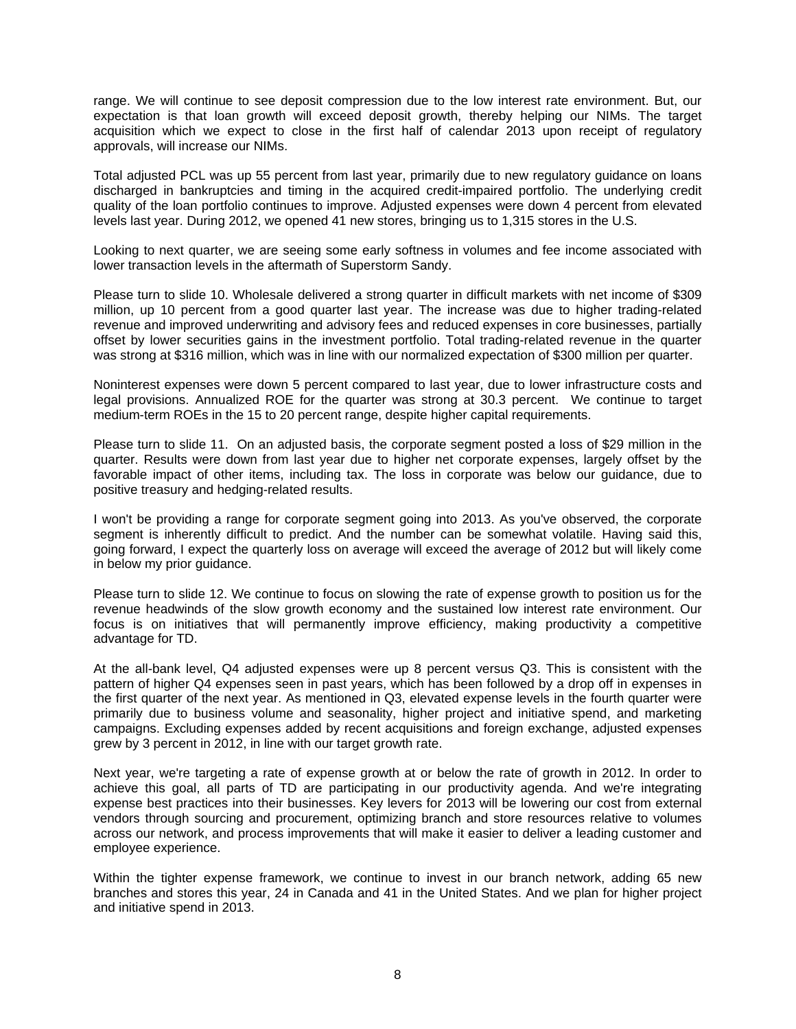range. We will continue to see deposit compression due to the low interest rate environment. But, our expectation is that loan growth will exceed deposit growth, thereby helping our NIMs. The target acquisition which we expect to close in the first half of calendar 2013 upon receipt of regulatory approvals, will increase our NIMs.

Total adjusted PCL was up 55 percent from last year, primarily due to new regulatory guidance on loans discharged in bankruptcies and timing in the acquired credit-impaired portfolio. The underlying credit quality of the loan portfolio continues to improve. Adjusted expenses were down 4 percent from elevated levels last year. During 2012, we opened 41 new stores, bringing us to 1,315 stores in the U.S.

Looking to next quarter, we are seeing some early softness in volumes and fee income associated with lower transaction levels in the aftermath of Superstorm Sandy.

Please turn to slide 10. Wholesale delivered a strong quarter in difficult markets with net income of $309 million, up 10 percent from a good quarter last year. The increase was due to higher trading-related revenue and improved underwriting and advisory fees and reduced expenses in core businesses, partially offset by lower securities gains in the investment portfolio. Total trading-related revenue in the quarter was strong at $316 million, which was in line with our normalized expectation of $300 million per quarter.

Noninterest expenses were down 5 percent compared to last year, due to lower infrastructure costs and legal provisions. Annualized ROE for the quarter was strong at 30.3 percent. We continue to target medium-term ROEs in the 15 to 20 percent range, despite higher capital requirements.

Please turn to slide 11. On an adjusted basis, the corporate segment posted a loss of $29 million in the quarter. Results were down from last year due to higher net corporate expenses, largely offset by the favorable impact of other items, including tax. The loss in corporate was below our guidance, due to positive treasury and hedging-related results.

I won't be providing a range for corporate segment going into 2013. As you've observed, the corporate segment is inherently difficult to predict. And the number can be somewhat volatile. Having said this, going forward, I expect the quarterly loss on average will exceed the average of 2012 but will likely come in below my prior guidance.

Please turn to slide 12. We continue to focus on slowing the rate of expense growth to position us for the revenue headwinds of the slow growth economy and the sustained low interest rate environment. Our focus is on initiatives that will permanently improve efficiency, making productivity a competitive advantage for TD.

At the all-bank level, Q4 adjusted expenses were up 8 percent versus Q3. This is consistent with the pattern of higher Q4 expenses seen in past years, which has been followed by a drop off in expenses in the first quarter of the next year. As mentioned in Q3, elevated expense levels in the fourth quarter were primarily due to business volume and seasonality, higher project and initiative spend, and marketing campaigns. Excluding expenses added by recent acquisitions and foreign exchange, adjusted expenses grew by 3 percent in 2012, in line with our target growth rate.

Next year, we're targeting a rate of expense growth at or below the rate of growth in 2012. In order to achieve this goal, all parts of TD are participating in our productivity agenda. And we're integrating expense best practices into their businesses. Key levers for 2013 will be lowering our cost from external vendors through sourcing and procurement, optimizing branch and store resources relative to volumes across our network, and process improvements that will make it easier to deliver a leading customer and employee experience.

Within the tighter expense framework, we continue to invest in our branch network, adding 65 new branches and stores this year, 24 in Canada and 41 in the United States. And we plan for higher project and initiative spend in 2013.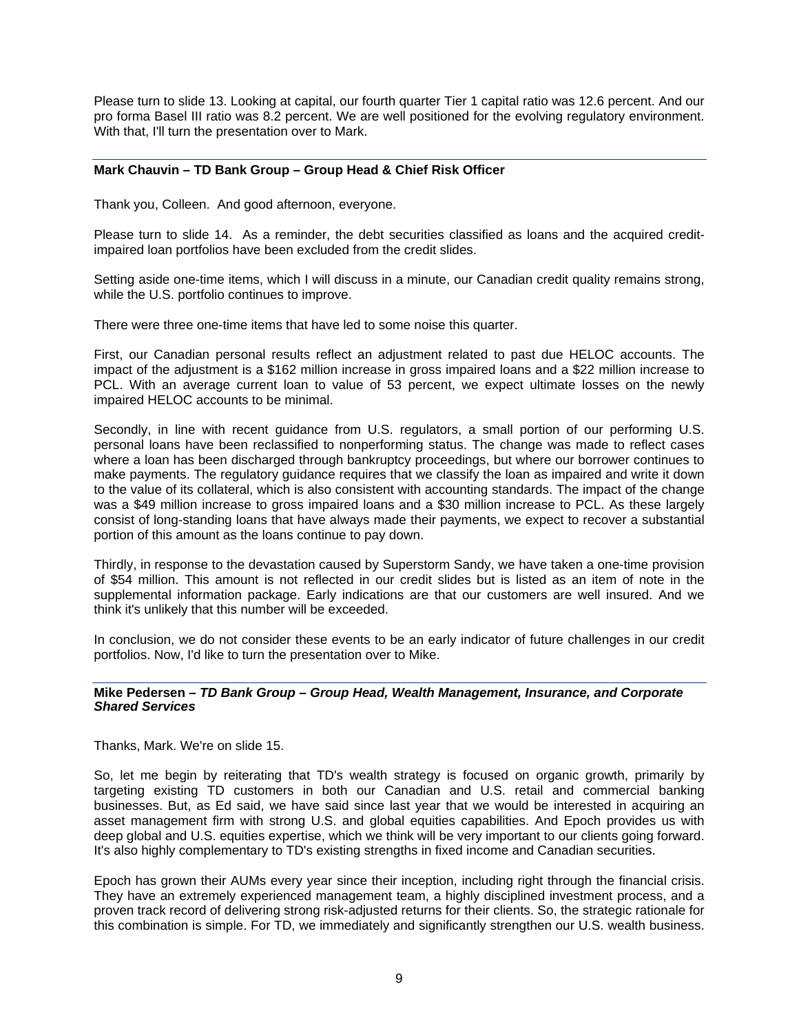Please turn to slide 13. Looking at capital, our fourth quarter Tier 1 capital ratio was 12.6 percent. And our pro forma Basel III ratio was 8.2 percent. We are well positioned for the evolving regulatory environment. With that, I'll turn the presentation over to Mark.

---

**Mark Chauvin – TD Bank Group – Group Head & Chief Risk Officer**

Thank you, Colleen. And good afternoon, everyone.

Please turn to slide 14. As a reminder, the debt securities classified as loans and the acquired credit-impaired loan portfolios have been excluded from the credit slides.

Setting aside one-time items, which I will discuss in a minute, our Canadian credit quality remains strong, while the U.S. portfolio continues to improve.

There were three one-time items that have led to some noise this quarter.

First, our Canadian personal results reflect an adjustment related to past due HELOC accounts. The impact of the adjustment is a $162 million increase in gross impaired loans and a $22 million increase to PCL. With an average current loan to value of 53 percent, we expect ultimate losses on the newly impaired HELOC accounts to be minimal.

Secondly, in line with recent guidance from U.S. regulators, a small portion of our performing U.S. personal loans have been reclassified to nonperforming status. The change was made to reflect cases where a loan has been discharged through bankruptcy proceedings, but where our borrower continues to make payments. The regulatory guidance requires that we classify the loan as impaired and write it down to the value of its collateral, which is also consistent with accounting standards. The impact of the change was a $49 million increase to gross impaired loans and a $30 million increase to PCL. As these largely consist of long-standing loans that have always made their payments, we expect to recover a substantial portion of this amount as the loans continue to pay down.

Thirdly, in response to the devastation caused by Superstorm Sandy, we have taken a one-time provision of $54 million. This amount is not reflected in our credit slides but is listed as an item of note in the supplemental information package. Early indications are that our customers are well insured. And we think it's unlikely that this number will be exceeded.

In conclusion, we do not consider these events to be an early indicator of future challenges in our credit portfolios. Now, I'd like to turn the presentation over to Mike.

---

**Mike Pedersen – *TD Bank Group – Group Head, Wealth Management, Insurance, and Corporate Shared Services***

Thanks, Mark. We're on slide 15.

So, let me begin by reiterating that TD's wealth strategy is focused on organic growth, primarily by targeting existing TD customers in both our Canadian and U.S. retail and commercial banking businesses. But, as Ed said, we have said since last year that we would be interested in acquiring an asset management firm with strong U.S. and global equities capabilities. And Epoch provides us with deep global and U.S. equities expertise, which we think will be very important to our clients going forward. It's also highly complementary to TD's existing strengths in fixed income and Canadian securities.

Epoch has grown their AUMs every year since their inception, including right through the financial crisis. They have an extremely experienced management team, a highly disciplined investment process, and a proven track record of delivering strong risk-adjusted returns for their clients. So, the strategic rationale for this combination is simple. For TD, we immediately and significantly strengthen our U.S. wealth business.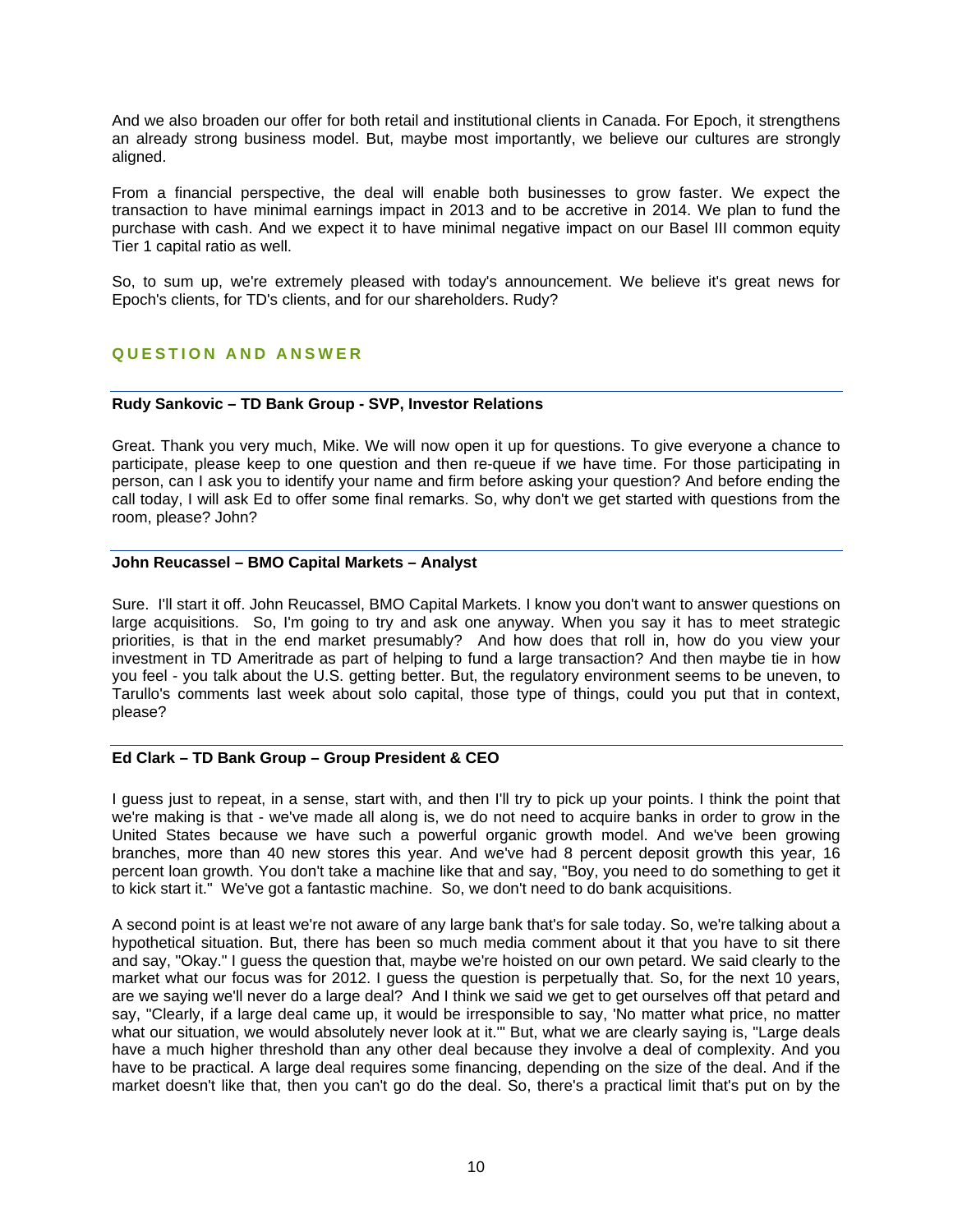And we also broaden our offer for both retail and institutional clients in Canada. For Epoch, it strengthens an already strong business model. But, maybe most importantly, we believe our cultures are strongly aligned.

From a financial perspective, the deal will enable both businesses to grow faster. We expect the transaction to have minimal earnings impact in 2013 and to be accretive in 2014. We plan to fund the purchase with cash. And we expect it to have minimal negative impact on our Basel III common equity Tier 1 capital ratio as well.

So, to sum up, we're extremely pleased with today's announcement. We believe it's great news for Epoch's clients, for TD's clients, and for our shareholders. Rudy?

## QUESTION AND ANSWER

**Rudy Sankovic – TD Bank Group - SVP, Investor Relations**

Great. Thank you very much, Mike. We will now open it up for questions. To give everyone a chance to participate, please keep to one question and then re-queue if we have time. For those participating in person, can I ask you to identify your name and firm before asking your question? And before ending the call today, I will ask Ed to offer some final remarks. So, why don't we get started with questions from the room, please? John?

**John Reucassel – BMO Capital Markets – Analyst**

Sure. I'll start it off. John Reucassel, BMO Capital Markets. I know you don't want to answer questions on large acquisitions. So, I'm going to try and ask one anyway. When you say it has to meet strategic priorities, is that in the end market presumably? And how does that roll in, how do you view your investment in TD Ameritrade as part of helping to fund a large transaction? And then maybe tie in how you feel - you talk about the U.S. getting better. But, the regulatory environment seems to be uneven, to Tarullo's comments last week about solo capital, those type of things, could you put that in context, please?

**Ed Clark – TD Bank Group – Group President & CEO**

I guess just to repeat, in a sense, start with, and then I'll try to pick up your points. I think the point that we're making is that - we've made all along is, we do not need to acquire banks in order to grow in the United States because we have such a powerful organic growth model. And we've been growing branches, more than 40 new stores this year. And we've had 8 percent deposit growth this year, 16 percent loan growth. You don't take a machine like that and say, "Boy, you need to do something to get it to kick start it." We've got a fantastic machine. So, we don't need to do bank acquisitions.

A second point is at least we're not aware of any large bank that's for sale today. So, we're talking about a hypothetical situation. But, there has been so much media comment about it that you have to sit there and say, "Okay." I guess the question that, maybe we're hoisted on our own petard. We said clearly to the market what our focus was for 2012. I guess the question is perpetually that. So, for the next 10 years, are we saying we'll never do a large deal? And I think we said we get to get ourselves off that petard and say, "Clearly, if a large deal came up, it would be irresponsible to say, 'No matter what price, no matter what our situation, we would absolutely never look at it.'" But, what we are clearly saying is, "Large deals have a much higher threshold than any other deal because they involve a deal of complexity. And you have to be practical. A large deal requires some financing, depending on the size of the deal. And if the market doesn't like that, then you can't go do the deal. So, there's a practical limit that's put on by the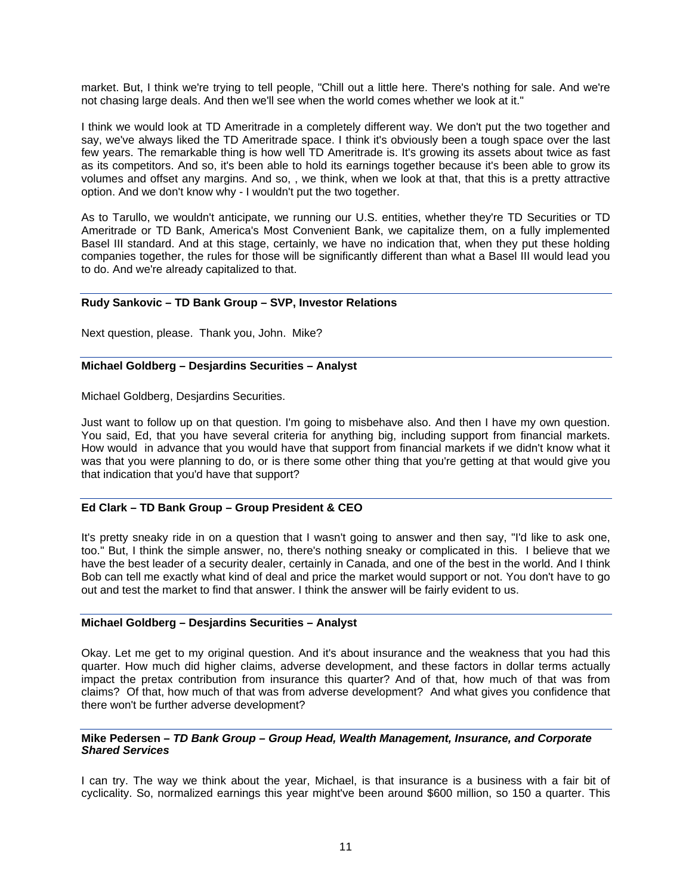market. But, I think we're trying to tell people, "Chill out a little here. There's nothing for sale. And we're not chasing large deals. And then we'll see when the world comes whether we look at it."

I think we would look at TD Ameritrade in a completely different way. We don't put the two together and say, we've always liked the TD Ameritrade space. I think it's obviously been a tough space over the last few years. The remarkable thing is how well TD Ameritrade is. It's growing its assets about twice as fast as its competitors. And so, it's been able to hold its earnings together because it's been able to grow its volumes and offset any margins. And so, , we think, when we look at that, that this is a pretty attractive option. And we don't know why - I wouldn't put the two together.

As to Tarullo, we wouldn't anticipate, we running our U.S. entities, whether they're TD Securities or TD Ameritrade or TD Bank, America's Most Convenient Bank, we capitalize them, on a fully implemented Basel III standard. And at this stage, certainly, we have no indication that, when they put these holding companies together, the rules for those will be significantly different than what a Basel III would lead you to do. And we're already capitalized to that.

**Rudy Sankovic – TD Bank Group – SVP, Investor Relations**

Next question, please. Thank you, John. Mike?

**Michael Goldberg – Desjardins Securities – Analyst**

Michael Goldberg, Desjardins Securities.

Just want to follow up on that question. I'm going to misbehave also. And then I have my own question. You said, Ed, that you have several criteria for anything big, including support from financial markets. How would in advance that you would have that support from financial markets if we didn't know what it was that you were planning to do, or is there some other thing that you're getting at that would give you that indication that you'd have that support?

**Ed Clark – TD Bank Group – Group President & CEO**

It's pretty sneaky ride in on a question that I wasn't going to answer and then say, "I'd like to ask one, too." But, I think the simple answer, no, there's nothing sneaky or complicated in this. I believe that we have the best leader of a security dealer, certainly in Canada, and one of the best in the world. And I think Bob can tell me exactly what kind of deal and price the market would support or not. You don't have to go out and test the market to find that answer. I think the answer will be fairly evident to us.

**Michael Goldberg – Desjardins Securities – Analyst**

Okay. Let me get to my original question. And it's about insurance and the weakness that you had this quarter. How much did higher claims, adverse development, and these factors in dollar terms actually impact the pretax contribution from insurance this quarter? And of that, how much of that was from claims? Of that, how much of that was from adverse development? And what gives you confidence that there won't be further adverse development?

**Mike Pedersen –** ***TD Bank Group – Group Head, Wealth Management, Insurance, and Corporate Shared Services***

I can try. The way we think about the year, Michael, is that insurance is a business with a fair bit of cyclicality. So, normalized earnings this year might've been around $600 million, so 150 a quarter. This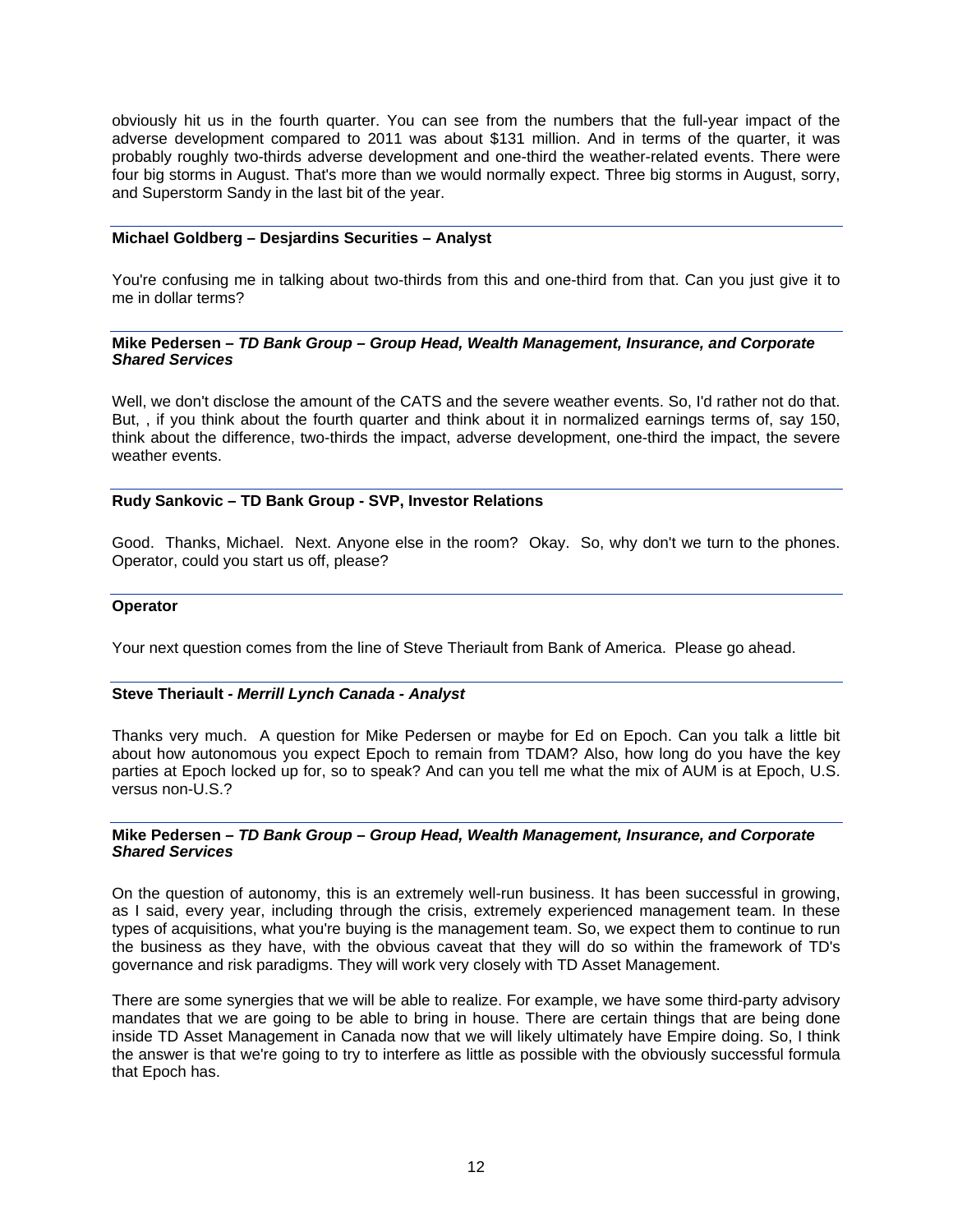obviously hit us in the fourth quarter. You can see from the numbers that the full-year impact of the adverse development compared to 2011 was about $131 million. And in terms of the quarter, it was probably roughly two-thirds adverse development and one-third the weather-related events. There were four big storms in August. That's more than we would normally expect. Three big storms in August, sorry, and Superstorm Sandy in the last bit of the year.

**Michael Goldberg – Desjardins Securities – Analyst**

You're confusing me in talking about two-thirds from this and one-third from that. Can you just give it to me in dollar terms?

**Mike Pedersen –** ***TD Bank Group – Group Head, Wealth Management, Insurance, and Corporate Shared Services***

Well, we don't disclose the amount of the CATS and the severe weather events. So, I'd rather not do that. But, , if you think about the fourth quarter and think about it in normalized earnings terms of, say 150, think about the difference, two-thirds the impact, adverse development, one-third the impact, the severe weather events.

**Rudy Sankovic – TD Bank Group - SVP, Investor Relations**

Good. Thanks, Michael. Next. Anyone else in the room? Okay. So, why don't we turn to the phones. Operator, could you start us off, please?

**Operator**

Your next question comes from the line of Steve Theriault from Bank of America. Please go ahead.

**Steve Theriault -** ***Merrill Lynch Canada - Analyst***

Thanks very much. A question for Mike Pedersen or maybe for Ed on Epoch. Can you talk a little bit about how autonomous you expect Epoch to remain from TDAM? Also, how long do you have the key parties at Epoch locked up for, so to speak? And can you tell me what the mix of AUM is at Epoch, U.S. versus non-U.S.?

**Mike Pedersen –** ***TD Bank Group – Group Head, Wealth Management, Insurance, and Corporate Shared Services***

On the question of autonomy, this is an extremely well-run business. It has been successful in growing, as I said, every year, including through the crisis, extremely experienced management team. In these types of acquisitions, what you're buying is the management team. So, we expect them to continue to run the business as they have, with the obvious caveat that they will do so within the framework of TD's governance and risk paradigms. They will work very closely with TD Asset Management.

There are some synergies that we will be able to realize. For example, we have some third-party advisory mandates that we are going to be able to bring in house. There are certain things that are being done inside TD Asset Management in Canada now that we will likely ultimately have Empire doing. So, I think the answer is that we're going to try to interfere as little as possible with the obviously successful formula that Epoch has.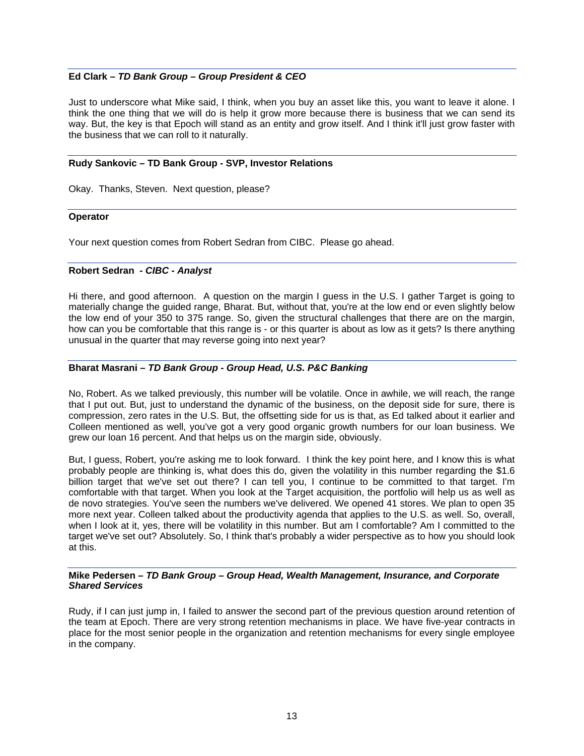**Ed Clark –** ***TD Bank Group – Group President & CEO***

Just to underscore what Mike said, I think, when you buy an asset like this, you want to leave it alone. I think the one thing that we will do is help it grow more because there is business that we can send its way. But, the key is that Epoch will stand as an entity and grow itself. And I think it'll just grow faster with the business that we can roll to it naturally.

**Rudy Sankovic – TD Bank Group - SVP, Investor Relations**

Okay. Thanks, Steven. Next question, please?

**Operator**

Your next question comes from Robert Sedran from CIBC. Please go ahead.

**Robert Sedran** ***- CIBC - Analyst***

Hi there, and good afternoon. A question on the margin I guess in the U.S. I gather Target is going to materially change the guided range, Bharat. But, without that, you're at the low end or even slightly below the low end of your 350 to 375 range. So, given the structural challenges that there are on the margin, how can you be comfortable that this range is - or this quarter is about as low as it gets? Is there anything unusual in the quarter that may reverse going into next year?

**Bharat Masrani –** ***TD Bank Group - Group Head, U.S. P&C Banking***

No, Robert. As we talked previously, this number will be volatile. Once in awhile, we will reach, the range that I put out. But, just to understand the dynamic of the business, on the deposit side for sure, there is compression, zero rates in the U.S. But, the offsetting side for us is that, as Ed talked about it earlier and Colleen mentioned as well, you've got a very good organic growth numbers for our loan business. We grew our loan 16 percent. And that helps us on the margin side, obviously.

But, I guess, Robert, you're asking me to look forward. I think the key point here, and I know this is what probably people are thinking is, what does this do, given the volatility in this number regarding the $1.6 billion target that we've set out there? I can tell you, I continue to be committed to that target. I'm comfortable with that target. When you look at the Target acquisition, the portfolio will help us as well as de novo strategies. You've seen the numbers we've delivered. We opened 41 stores. We plan to open 35 more next year. Colleen talked about the productivity agenda that applies to the U.S. as well. So, overall, when I look at it, yes, there will be volatility in this number. But am I comfortable? Am I committed to the target we've set out? Absolutely. So, I think that's probably a wider perspective as to how you should look at this.

**Mike Pedersen –** ***TD Bank Group – Group Head, Wealth Management, Insurance, and Corporate Shared Services***

Rudy, if I can just jump in, I failed to answer the second part of the previous question around retention of the team at Epoch. There are very strong retention mechanisms in place. We have five-year contracts in place for the most senior people in the organization and retention mechanisms for every single employee in the company.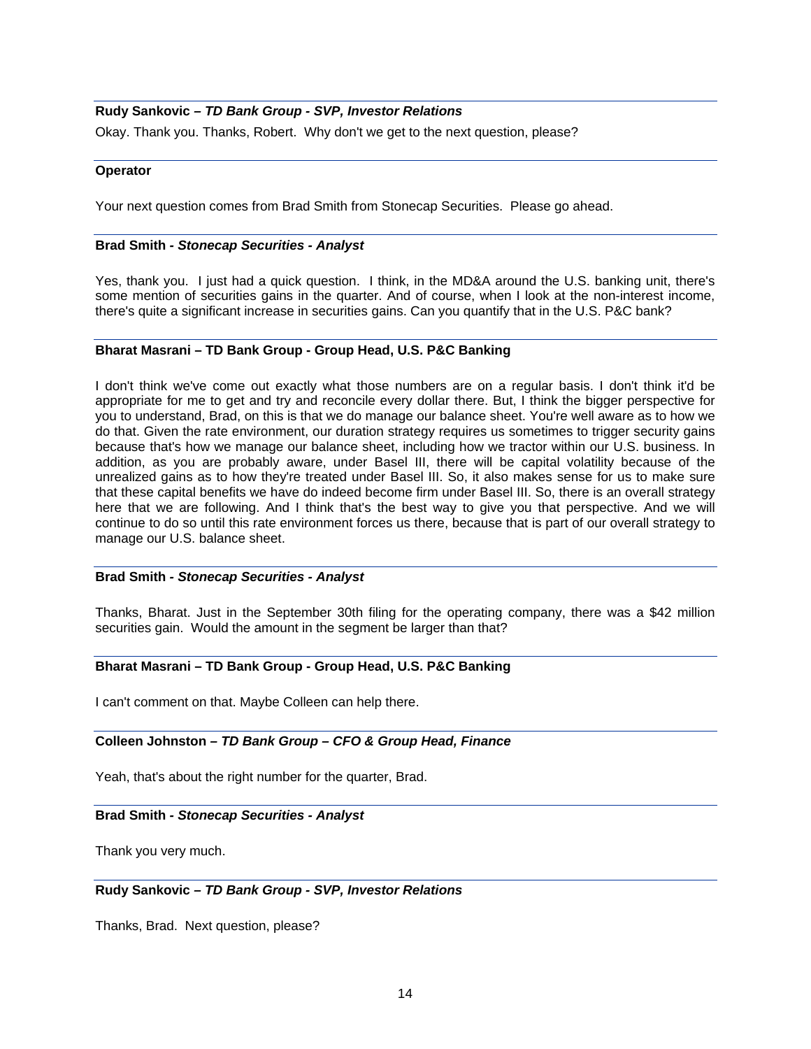**Rudy Sankovic –** ***TD Bank Group - SVP, Investor Relations***

Okay. Thank you. Thanks, Robert. Why don't we get to the next question, please?

**Operator**

Your next question comes from Brad Smith from Stonecap Securities. Please go ahead.

**Brad Smith -** ***Stonecap Securities - Analyst***

Yes, thank you. I just had a quick question. I think, in the MD&A around the U.S. banking unit, there's some mention of securities gains in the quarter. And of course, when I look at the non-interest income, there's quite a significant increase in securities gains. Can you quantify that in the U.S. P&C bank?

**Bharat Masrani – TD Bank Group - Group Head, U.S. P&C Banking**

I don't think we've come out exactly what those numbers are on a regular basis. I don't think it'd be appropriate for me to get and try and reconcile every dollar there. But, I think the bigger perspective for you to understand, Brad, on this is that we do manage our balance sheet. You're well aware as to how we do that. Given the rate environment, our duration strategy requires us sometimes to trigger security gains because that's how we manage our balance sheet, including how we tractor within our U.S. business. In addition, as you are probably aware, under Basel III, there will be capital volatility because of the unrealized gains as to how they're treated under Basel III. So, it also makes sense for us to make sure that these capital benefits we have do indeed become firm under Basel III. So, there is an overall strategy here that we are following. And I think that's the best way to give you that perspective. And we will continue to do so until this rate environment forces us there, because that is part of our overall strategy to manage our U.S. balance sheet.

**Brad Smith -** ***Stonecap Securities - Analyst***

Thanks, Bharat. Just in the September 30th filing for the operating company, there was a $42 million securities gain. Would the amount in the segment be larger than that?

**Bharat Masrani – TD Bank Group - Group Head, U.S. P&C Banking**

I can't comment on that. Maybe Colleen can help there.

**Colleen Johnston –** ***TD Bank Group – CFO & Group Head, Finance***

Yeah, that's about the right number for the quarter, Brad.

**Brad Smith -** ***Stonecap Securities - Analyst***

Thank you very much.

**Rudy Sankovic –** ***TD Bank Group - SVP, Investor Relations***

Thanks, Brad. Next question, please?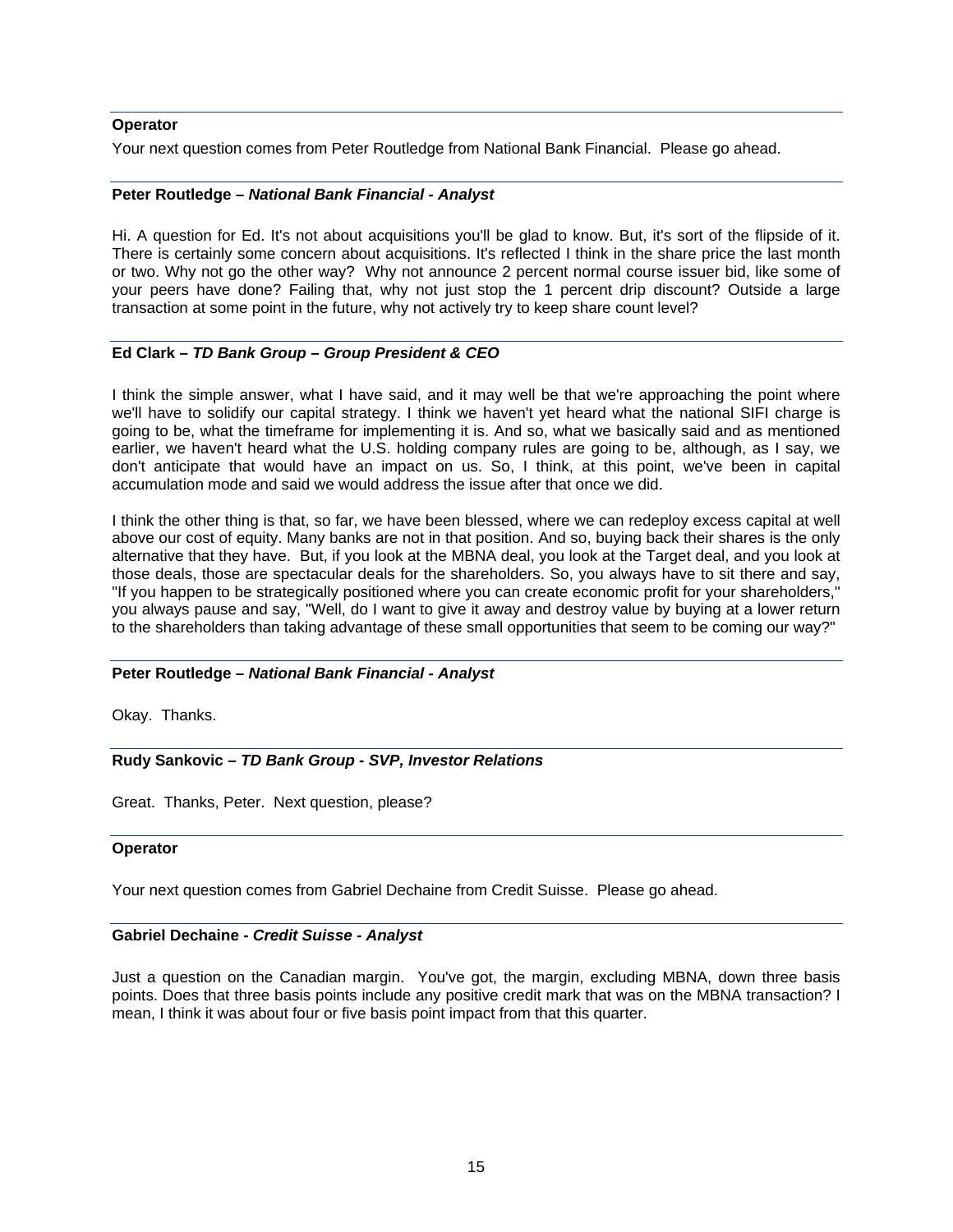**Operator**

Your next question comes from Peter Routledge from National Bank Financial. Please go ahead.

**Peter Routledge –** ***National Bank Financial - Analyst***

Hi. A question for Ed. It's not about acquisitions you'll be glad to know. But, it's sort of the flipside of it. There is certainly some concern about acquisitions. It's reflected I think in the share price the last month or two. Why not go the other way? Why not announce 2 percent normal course issuer bid, like some of your peers have done? Failing that, why not just stop the 1 percent drip discount? Outside a large transaction at some point in the future, why not actively try to keep share count level?

**Ed Clark –** ***TD Bank Group – Group President & CEO***

I think the simple answer, what I have said, and it may well be that we're approaching the point where we'll have to solidify our capital strategy. I think we haven't yet heard what the national SIFI charge is going to be, what the timeframe for implementing it is. And so, what we basically said and as mentioned earlier, we haven't heard what the U.S. holding company rules are going to be, although, as I say, we don't anticipate that would have an impact on us. So, I think, at this point, we've been in capital accumulation mode and said we would address the issue after that once we did.

I think the other thing is that, so far, we have been blessed, where we can redeploy excess capital at well above our cost of equity. Many banks are not in that position. And so, buying back their shares is the only alternative that they have. But, if you look at the MBNA deal, you look at the Target deal, and you look at those deals, those are spectacular deals for the shareholders. So, you always have to sit there and say, "If you happen to be strategically positioned where you can create economic profit for your shareholders," you always pause and say, "Well, do I want to give it away and destroy value by buying at a lower return to the shareholders than taking advantage of these small opportunities that seem to be coming our way?"

**Peter Routledge –** ***National Bank Financial - Analyst***

Okay. Thanks.

**Rudy Sankovic –** ***TD Bank Group - SVP, Investor Relations***

Great. Thanks, Peter. Next question, please?

**Operator**

Your next question comes from Gabriel Dechaine from Credit Suisse. Please go ahead.

**Gabriel Dechaine -** ***Credit Suisse - Analyst***

Just a question on the Canadian margin. You've got, the margin, excluding MBNA, down three basis points. Does that three basis points include any positive credit mark that was on the MBNA transaction? I mean, I think it was about four or five basis point impact from that this quarter.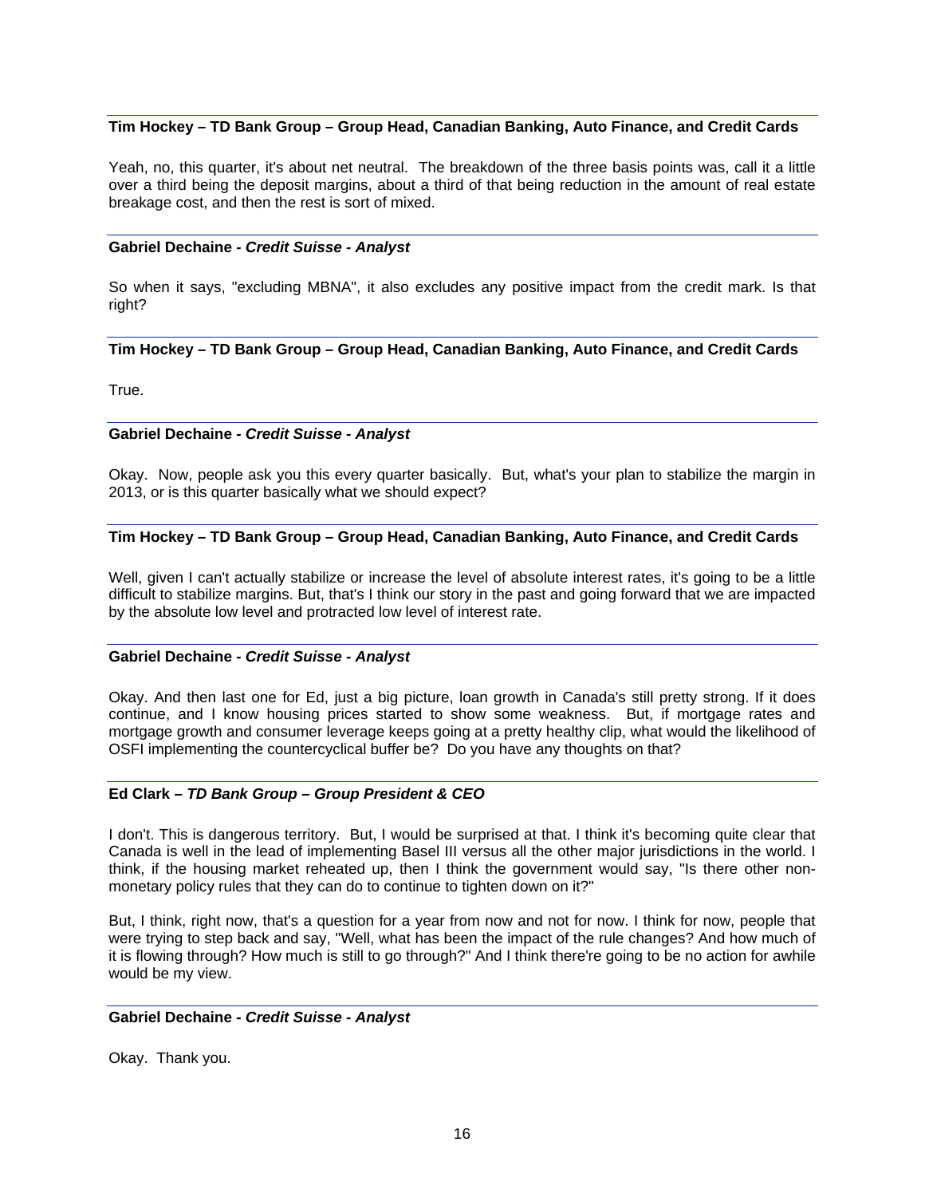**Tim Hockey – TD Bank Group – Group Head, Canadian Banking, Auto Finance, and Credit Cards**

Yeah, no, this quarter, it's about net neutral. The breakdown of the three basis points was, call it a little over a third being the deposit margins, about a third of that being reduction in the amount of real estate breakage cost, and then the rest is sort of mixed.

**Gabriel Dechaine -** ***Credit Suisse - Analyst***

So when it says, "excluding MBNA", it also excludes any positive impact from the credit mark. Is that right?

**Tim Hockey – TD Bank Group – Group Head, Canadian Banking, Auto Finance, and Credit Cards**

True.

**Gabriel Dechaine -** ***Credit Suisse - Analyst***

Okay. Now, people ask you this every quarter basically. But, what's your plan to stabilize the margin in 2013, or is this quarter basically what we should expect?

**Tim Hockey – TD Bank Group – Group Head, Canadian Banking, Auto Finance, and Credit Cards**

Well, given I can't actually stabilize or increase the level of absolute interest rates, it's going to be a little difficult to stabilize margins. But, that's I think our story in the past and going forward that we are impacted by the absolute low level and protracted low level of interest rate.

**Gabriel Dechaine -** ***Credit Suisse - Analyst***

Okay. And then last one for Ed, just a big picture, loan growth in Canada's still pretty strong. If it does continue, and I know housing prices started to show some weakness. But, if mortgage rates and mortgage growth and consumer leverage keeps going at a pretty healthy clip, what would the likelihood of OSFI implementing the countercyclical buffer be? Do you have any thoughts on that?

**Ed Clark –** ***TD Bank Group – Group President & CEO***

I don't. This is dangerous territory. But, I would be surprised at that. I think it's becoming quite clear that Canada is well in the lead of implementing Basel III versus all the other major jurisdictions in the world. I think, if the housing market reheated up, then I think the government would say, "Is there other non-monetary policy rules that they can do to continue to tighten down on it?"

But, I think, right now, that's a question for a year from now and not for now. I think for now, people that were trying to step back and say, "Well, what has been the impact of the rule changes? And how much of it is flowing through? How much is still to go through?" And I think there're going to be no action for awhile would be my view.

**Gabriel Dechaine -** ***Credit Suisse - Analyst***

Okay. Thank you.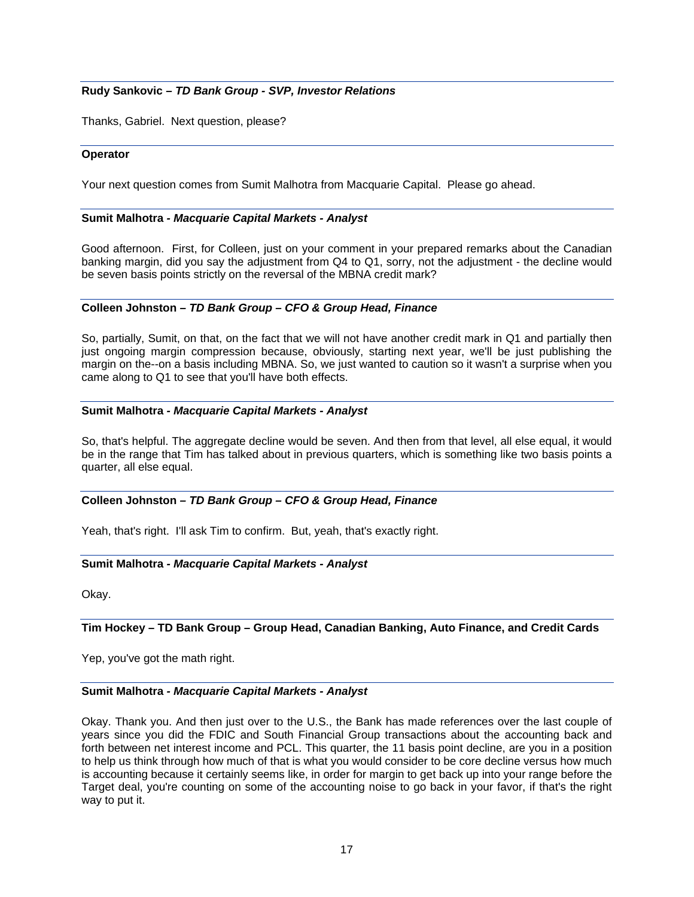**Rudy Sankovic – *TD Bank Group - SVP, Investor Relations***

Thanks, Gabriel. Next question, please?

**Operator**

Your next question comes from Sumit Malhotra from Macquarie Capital. Please go ahead.

**Sumit Malhotra - *Macquarie Capital Markets - Analyst***

Good afternoon. First, for Colleen, just on your comment in your prepared remarks about the Canadian banking margin, did you say the adjustment from Q4 to Q1, sorry, not the adjustment - the decline would be seven basis points strictly on the reversal of the MBNA credit mark?

**Colleen Johnston – *TD Bank Group – CFO & Group Head, Finance***

So, partially, Sumit, on that, on the fact that we will not have another credit mark in Q1 and partially then just ongoing margin compression because, obviously, starting next year, we'll be just publishing the margin on the--on a basis including MBNA. So, we just wanted to caution so it wasn't a surprise when you came along to Q1 to see that you'll have both effects.

**Sumit Malhotra - *Macquarie Capital Markets - Analyst***

So, that's helpful. The aggregate decline would be seven. And then from that level, all else equal, it would be in the range that Tim has talked about in previous quarters, which is something like two basis points a quarter, all else equal.

**Colleen Johnston – *TD Bank Group – CFO & Group Head, Finance***

Yeah, that's right. I'll ask Tim to confirm. But, yeah, that's exactly right.

**Sumit Malhotra - *Macquarie Capital Markets - Analyst***

Okay.

**Tim Hockey – TD Bank Group – Group Head, Canadian Banking, Auto Finance, and Credit Cards**

Yep, you've got the math right.

**Sumit Malhotra - *Macquarie Capital Markets - Analyst***

Okay. Thank you. And then just over to the U.S., the Bank has made references over the last couple of years since you did the FDIC and South Financial Group transactions about the accounting back and forth between net interest income and PCL. This quarter, the 11 basis point decline, are you in a position to help us think through how much of that is what you would consider to be core decline versus how much is accounting because it certainly seems like, in order for margin to get back up into your range before the Target deal, you're counting on some of the accounting noise to go back in your favor, if that's the right way to put it.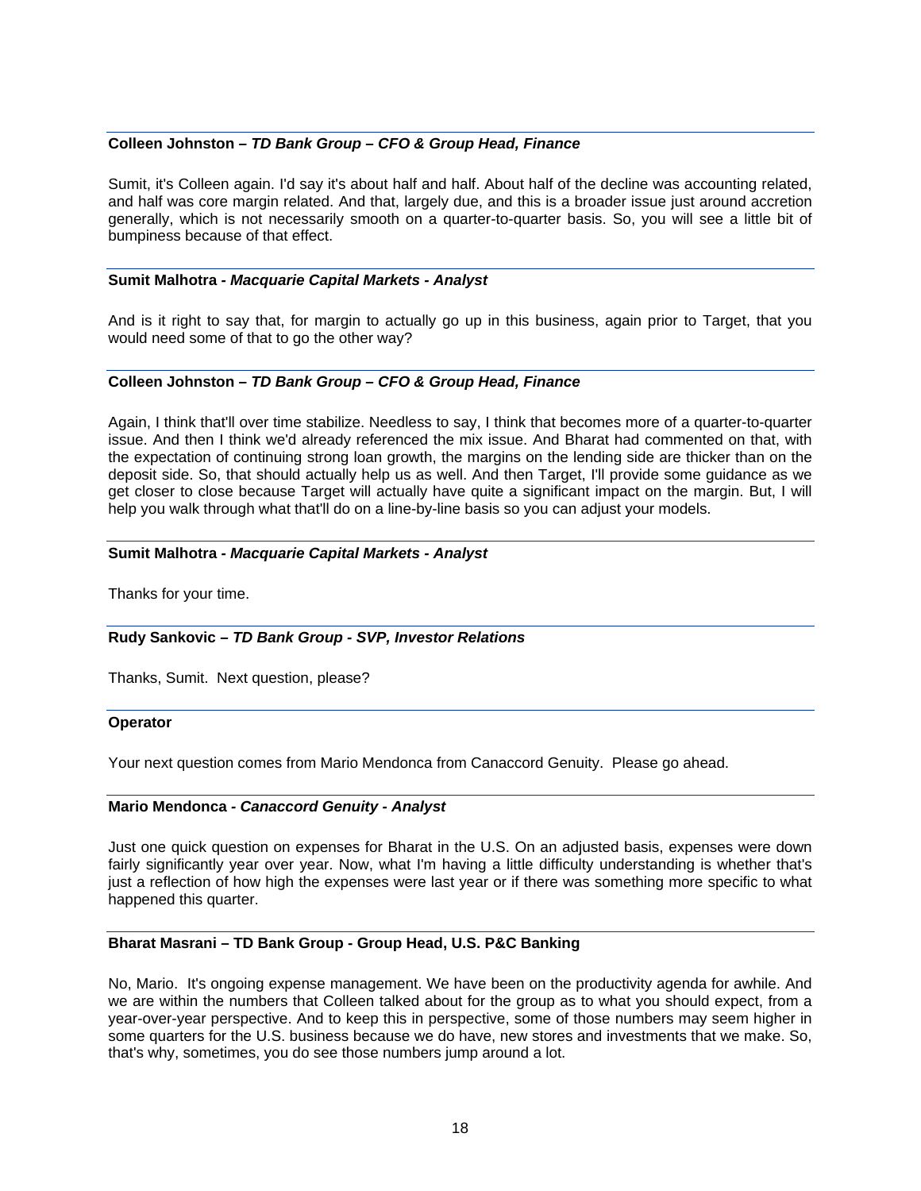**Colleen Johnston –** ***TD Bank Group – CFO & Group Head, Finance***

Sumit, it's Colleen again. I'd say it's about half and half. About half of the decline was accounting related, and half was core margin related. And that, largely due, and this is a broader issue just around accretion generally, which is not necessarily smooth on a quarter-to-quarter basis. So, you will see a little bit of bumpiness because of that effect.

**Sumit Malhotra -** ***Macquarie Capital Markets - Analyst***

And is it right to say that, for margin to actually go up in this business, again prior to Target, that you would need some of that to go the other way?

**Colleen Johnston –** ***TD Bank Group – CFO & Group Head, Finance***

Again, I think that'll over time stabilize. Needless to say, I think that becomes more of a quarter-to-quarter issue. And then I think we'd already referenced the mix issue. And Bharat had commented on that, with the expectation of continuing strong loan growth, the margins on the lending side are thicker than on the deposit side. So, that should actually help us as well. And then Target, I'll provide some guidance as we get closer to close because Target will actually have quite a significant impact on the margin. But, I will help you walk through what that'll do on a line-by-line basis so you can adjust your models.

**Sumit Malhotra -** ***Macquarie Capital Markets - Analyst***

Thanks for your time.

**Rudy Sankovic –** ***TD Bank Group - SVP, Investor Relations***

Thanks, Sumit. Next question, please?

**Operator**

Your next question comes from Mario Mendonca from Canaccord Genuity. Please go ahead.

**Mario Mendonca -** ***Canaccord Genuity - Analyst***

Just one quick question on expenses for Bharat in the U.S. On an adjusted basis, expenses were down fairly significantly year over year. Now, what I'm having a little difficulty understanding is whether that's just a reflection of how high the expenses were last year or if there was something more specific to what happened this quarter.

**Bharat Masrani – TD Bank Group - Group Head, U.S. P&C Banking**

No, Mario. It's ongoing expense management. We have been on the productivity agenda for awhile. And we are within the numbers that Colleen talked about for the group as to what you should expect, from a year-over-year perspective. And to keep this in perspective, some of those numbers may seem higher in some quarters for the U.S. business because we do have, new stores and investments that we make. So, that's why, sometimes, you do see those numbers jump around a lot.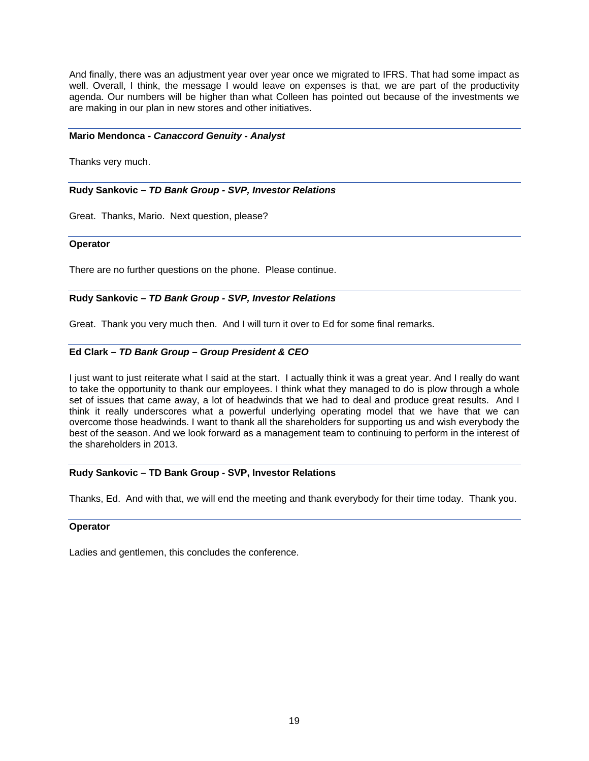And finally, there was an adjustment year over year once we migrated to IFRS. That had some impact as well. Overall, I think, the message I would leave on expenses is that, we are part of the productivity agenda. Our numbers will be higher than what Colleen has pointed out because of the investments we are making in our plan in new stores and other initiatives.

---

**Mario Mendonca -** ***Canaccord Genuity - Analyst***

Thanks very much.

---

**Rudy Sankovic –** ***TD Bank Group - SVP, Investor Relations***

Great. Thanks, Mario. Next question, please?

---

**Operator**

There are no further questions on the phone. Please continue.

---

**Rudy Sankovic –** ***TD Bank Group - SVP, Investor Relations***

Great. Thank you very much then. And I will turn it over to Ed for some final remarks.

---

**Ed Clark –** ***TD Bank Group – Group President & CEO***

I just want to just reiterate what I said at the start. I actually think it was a great year. And I really do want to take the opportunity to thank our employees. I think what they managed to do is plow through a whole set of issues that came away, a lot of headwinds that we had to deal and produce great results. And I think it really underscores what a powerful underlying operating model that we have that we can overcome those headwinds. I want to thank all the shareholders for supporting us and wish everybody the best of the season. And we look forward as a management team to continuing to perform in the interest of the shareholders in 2013.

---

**Rudy Sankovic – TD Bank Group - SVP, Investor Relations**

Thanks, Ed. And with that, we will end the meeting and thank everybody for their time today. Thank you.

---

**Operator**

Ladies and gentlemen, this concludes the conference.